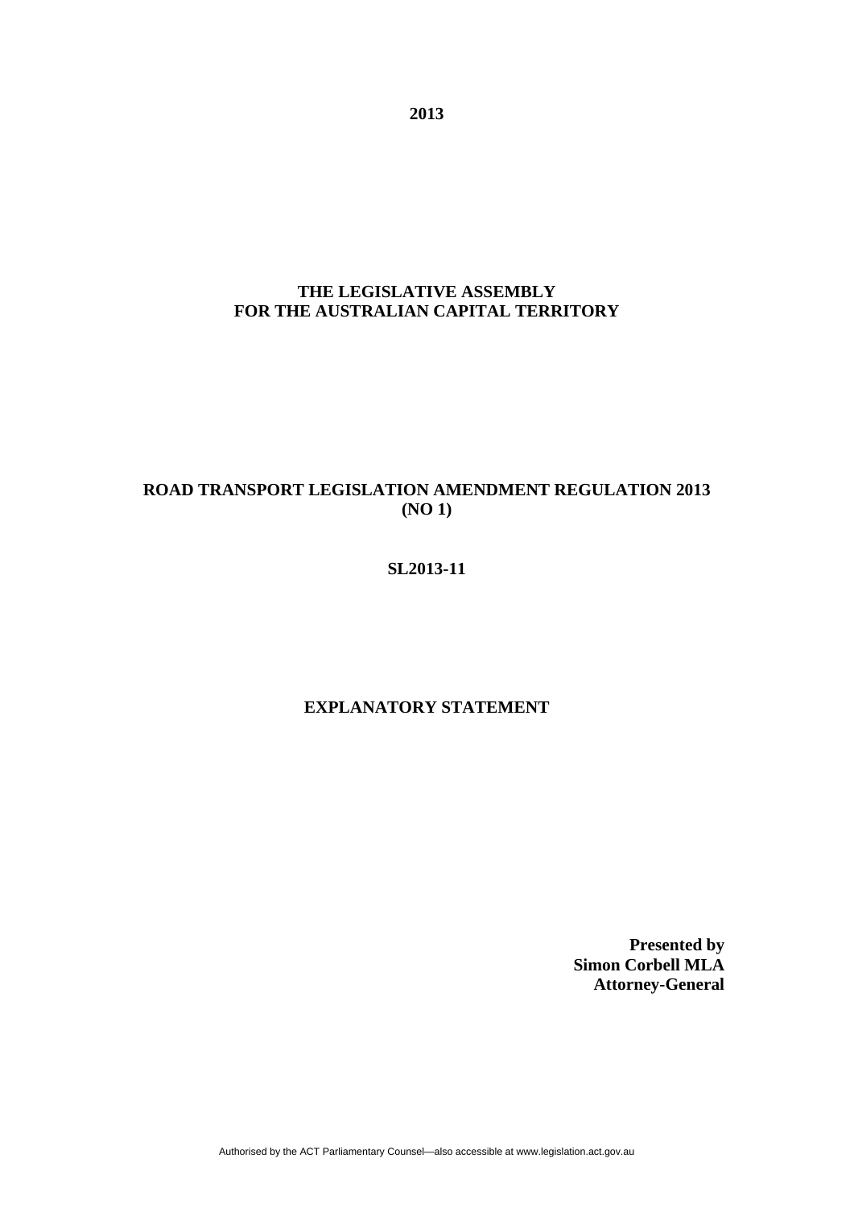**2013**

# THE LEGISLATIVE ASSEMBLY FOR THE AUSTRALIAN CAPITAL TERRITORY

## ROAD TRANSPORT LEGISLATION AMENDMENT REGULATION 2013 (NO 1)

**SL2013-11**

## EXPLANATORY STATEMENT

**Presented by**
**Simon Corbell MLA**
**Attorney-General**

Authorised by the ACT Parliamentary Counsel—also accessible at www.legislation.act.gov.au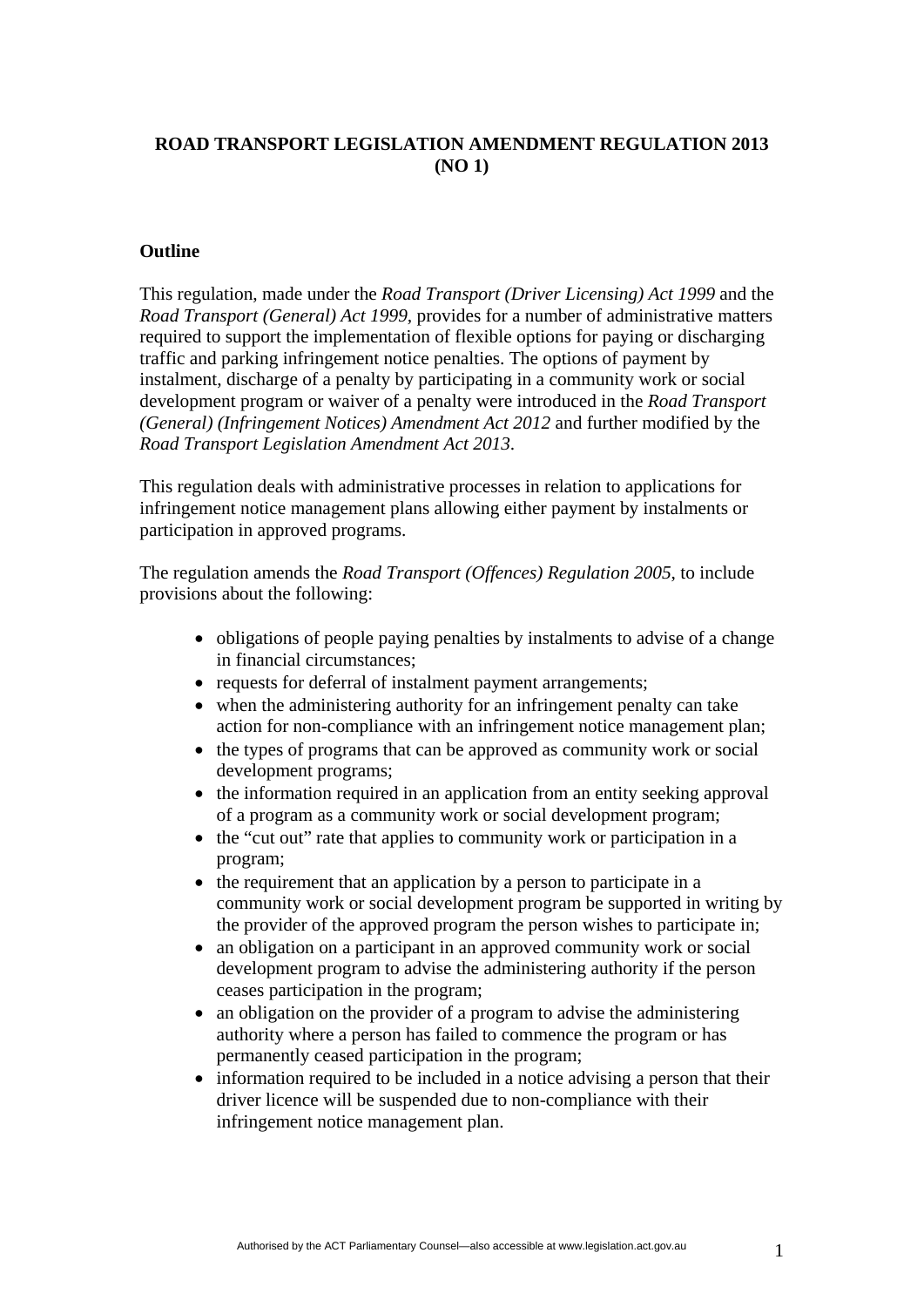**ROAD TRANSPORT LEGISLATION AMENDMENT REGULATION 2013 (NO 1)**

## Outline

This regulation, made under the *Road Transport (Driver Licensing) Act 1999* and the *Road Transport (General) Act 1999,* provides for a number of administrative matters required to support the implementation of flexible options for paying or discharging traffic and parking infringement notice penalties. The options of payment by instalment, discharge of a penalty by participating in a community work or social development program or waiver of a penalty were introduced in the *Road Transport (General) (Infringement Notices) Amendment Act 2012* and further modified by the *Road Transport Legislation Amendment Act 2013*.

This regulation deals with administrative processes in relation to applications for infringement notice management plans allowing either payment by instalments or participation in approved programs.

The regulation amends the *Road Transport (Offences) Regulation 2005*, to include provisions about the following:

- obligations of people paying penalties by instalments to advise of a change in financial circumstances;
- requests for deferral of instalment payment arrangements;
- when the administering authority for an infringement penalty can take action for non-compliance with an infringement notice management plan;
- the types of programs that can be approved as community work or social development programs;
- the information required in an application from an entity seeking approval of a program as a community work or social development program;
- the "cut out" rate that applies to community work or participation in a program;
- the requirement that an application by a person to participate in a community work or social development program be supported in writing by the provider of the approved program the person wishes to participate in;
- an obligation on a participant in an approved community work or social development program to advise the administering authority if the person ceases participation in the program;
- an obligation on the provider of a program to advise the administering authority where a person has failed to commence the program or has permanently ceased participation in the program;
- information required to be included in a notice advising a person that their driver licence will be suspended due to non-compliance with their infringement notice management plan.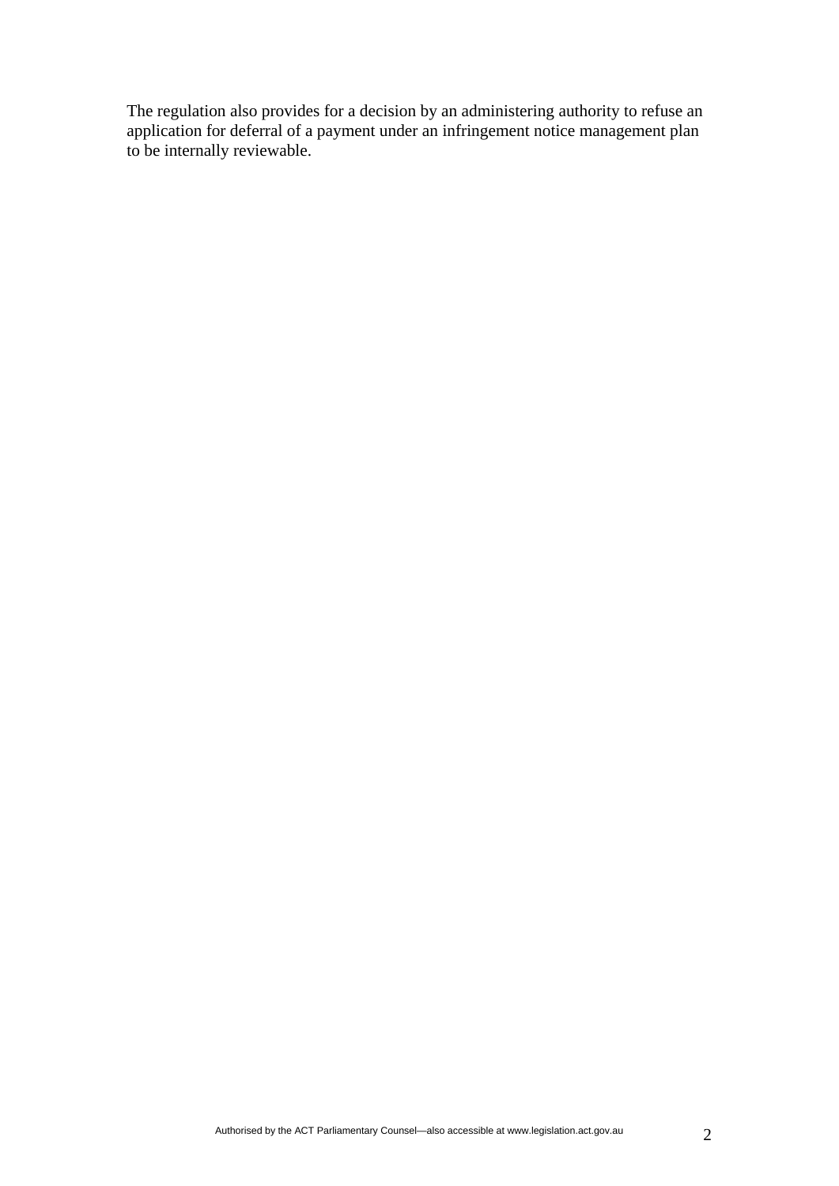The regulation also provides for a decision by an administering authority to refuse an application for deferral of a payment under an infringement notice management plan to be internally reviewable.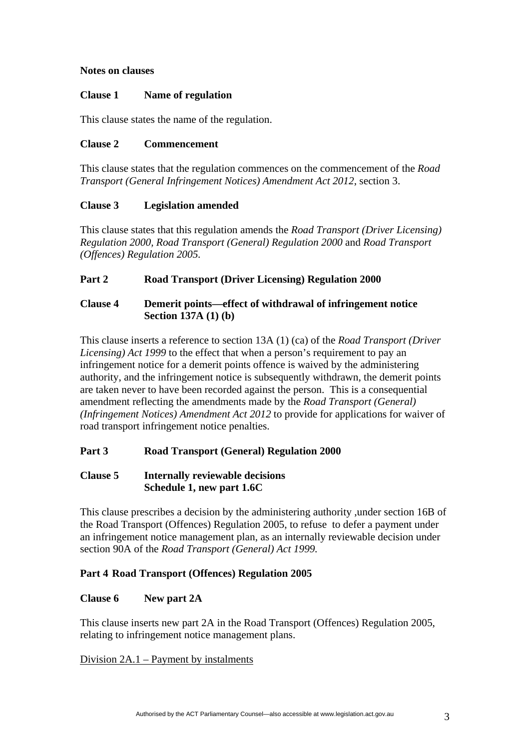**Notes on clauses**

**Clause 1 Name of regulation**

This clause states the name of the regulation.

**Clause 2 Commencement**

This clause states that the regulation commences on the commencement of the *Road Transport (General Infringement Notices) Amendment Act 2012*, section 3.

**Clause 3 Legislation amended**

This clause states that this regulation amends the *Road Transport (Driver Licensing) Regulation 2000, Road Transport (General) Regulation 2000* and *Road Transport (Offences) Regulation 2005.*

**Part 2 Road Transport (Driver Licensing) Regulation 2000**

**Clause 4 Demerit points—effect of withdrawal of infringement notice Section 137A (1) (b)**

This clause inserts a reference to section 13A (1) (ca) of the *Road Transport (Driver Licensing) Act 1999* to the effect that when a person's requirement to pay an infringement notice for a demerit points offence is waived by the administering authority, and the infringement notice is subsequently withdrawn, the demerit points are taken never to have been recorded against the person. This is a consequential amendment reflecting the amendments made by the *Road Transport (General) (Infringement Notices) Amendment Act 2012* to provide for applications for waiver of road transport infringement notice penalties.

**Part 3 Road Transport (General) Regulation 2000**

**Clause 5 Internally reviewable decisions Schedule 1, new part 1.6C**

This clause prescribes a decision by the administering authority ,under section 16B of the Road Transport (Offences) Regulation 2005, to refuse to defer a payment under an infringement notice management plan, as an internally reviewable decision under section 90A of the *Road Transport (General) Act 1999.*

**Part 4 Road Transport (Offences) Regulation 2005**

**Clause 6 New part 2A**

This clause inserts new part 2A in the Road Transport (Offences) Regulation 2005, relating to infringement notice management plans.

<u>Division 2A.1 – Payment by instalments</u>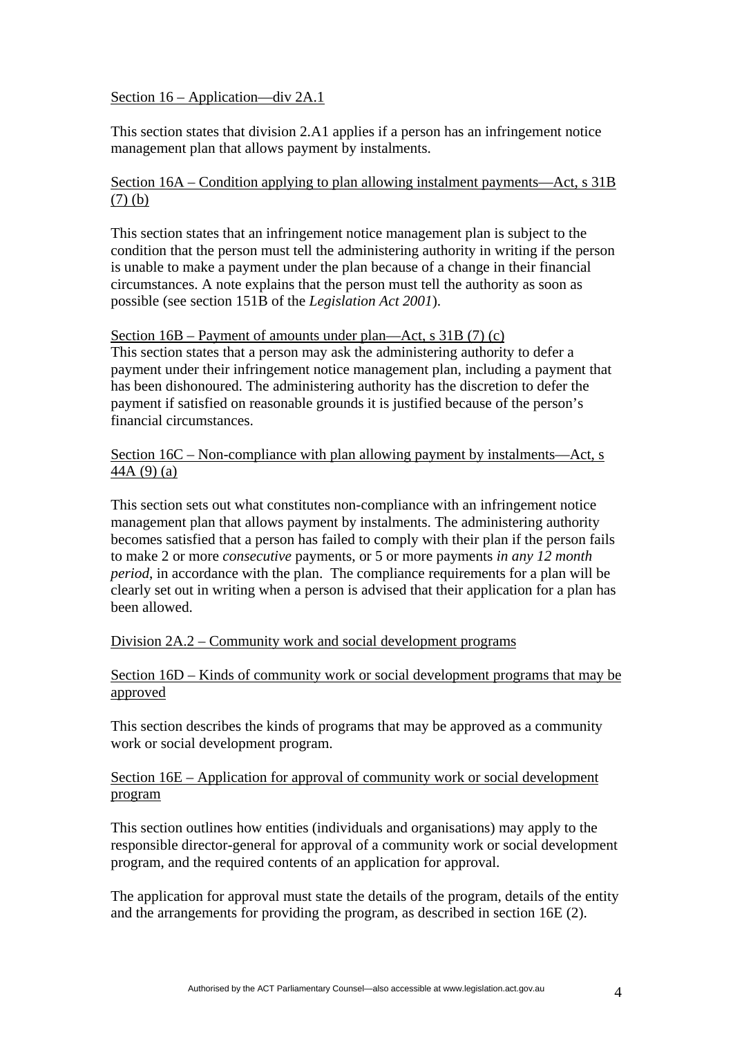Section 16 – Application—div 2A.1

This section states that division 2.A1 applies if a person has an infringement notice management plan that allows payment by instalments.

Section 16A – Condition applying to plan allowing instalment payments—Act, s 31B (7) (b)

This section states that an infringement notice management plan is subject to the condition that the person must tell the administering authority in writing if the person is unable to make a payment under the plan because of a change in their financial circumstances. A note explains that the person must tell the authority as soon as possible (see section 151B of the *Legislation Act 2001*).

Section 16B – Payment of amounts under plan—Act, s 31B (7) (c)

This section states that a person may ask the administering authority to defer a payment under their infringement notice management plan, including a payment that has been dishonoured. The administering authority has the discretion to defer the payment if satisfied on reasonable grounds it is justified because of the person's financial circumstances.

Section 16C – Non-compliance with plan allowing payment by instalments—Act, s 44A (9) (a)

This section sets out what constitutes non-compliance with an infringement notice management plan that allows payment by instalments. The administering authority becomes satisfied that a person has failed to comply with their plan if the person fails to make 2 or more *consecutive* payments, or 5 or more payments *in any 12 month period*, in accordance with the plan. The compliance requirements for a plan will be clearly set out in writing when a person is advised that their application for a plan has been allowed.

Division 2A.2 – Community work and social development programs

Section 16D – Kinds of community work or social development programs that may be approved

This section describes the kinds of programs that may be approved as a community work or social development program.

Section 16E – Application for approval of community work or social development program

This section outlines how entities (individuals and organisations) may apply to the responsible director-general for approval of a community work or social development program, and the required contents of an application for approval.

The application for approval must state the details of the program, details of the entity and the arrangements for providing the program, as described in section 16E (2).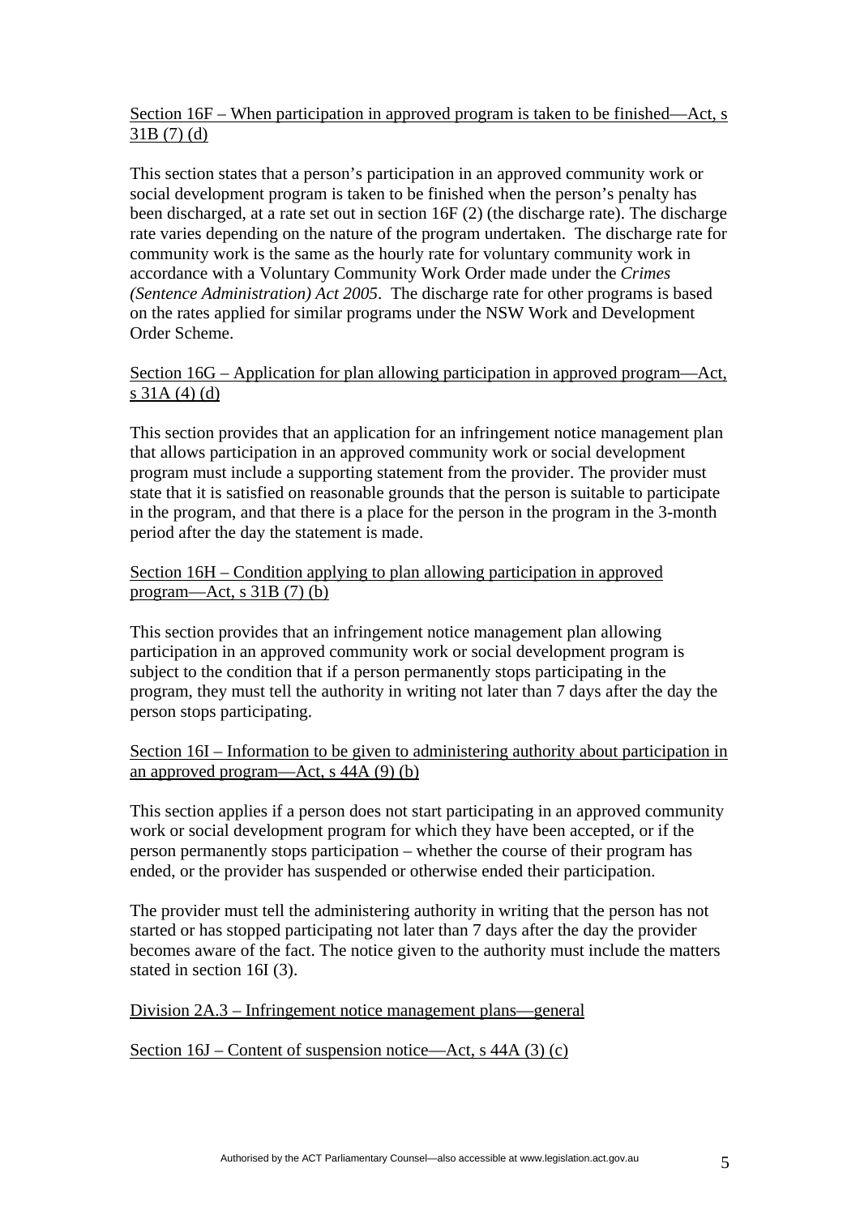Section 16F – When participation in approved program is taken to be finished—Act, s 31B (7) (d)

This section states that a person's participation in an approved community work or social development program is taken to be finished when the person's penalty has been discharged, at a rate set out in section 16F (2) (the discharge rate). The discharge rate varies depending on the nature of the program undertaken. The discharge rate for community work is the same as the hourly rate for voluntary community work in accordance with a Voluntary Community Work Order made under the *Crimes (Sentence Administration) Act 2005*. The discharge rate for other programs is based on the rates applied for similar programs under the NSW Work and Development Order Scheme.

Section 16G – Application for plan allowing participation in approved program—Act, s 31A (4) (d)

This section provides that an application for an infringement notice management plan that allows participation in an approved community work or social development program must include a supporting statement from the provider. The provider must state that it is satisfied on reasonable grounds that the person is suitable to participate in the program, and that there is a place for the person in the program in the 3-month period after the day the statement is made.

Section 16H – Condition applying to plan allowing participation in approved program—Act, s 31B (7) (b)

This section provides that an infringement notice management plan allowing participation in an approved community work or social development program is subject to the condition that if a person permanently stops participating in the program, they must tell the authority in writing not later than 7 days after the day the person stops participating.

Section 16I – Information to be given to administering authority about participation in an approved program—Act, s 44A (9) (b)

This section applies if a person does not start participating in an approved community work or social development program for which they have been accepted, or if the person permanently stops participation – whether the course of their program has ended, or the provider has suspended or otherwise ended their participation.

The provider must tell the administering authority in writing that the person has not started or has stopped participating not later than 7 days after the day the provider becomes aware of the fact. The notice given to the authority must include the matters stated in section 16I (3).

Division 2A.3 – Infringement notice management plans—general

Section 16J – Content of suspension notice—Act, s 44A (3) (c)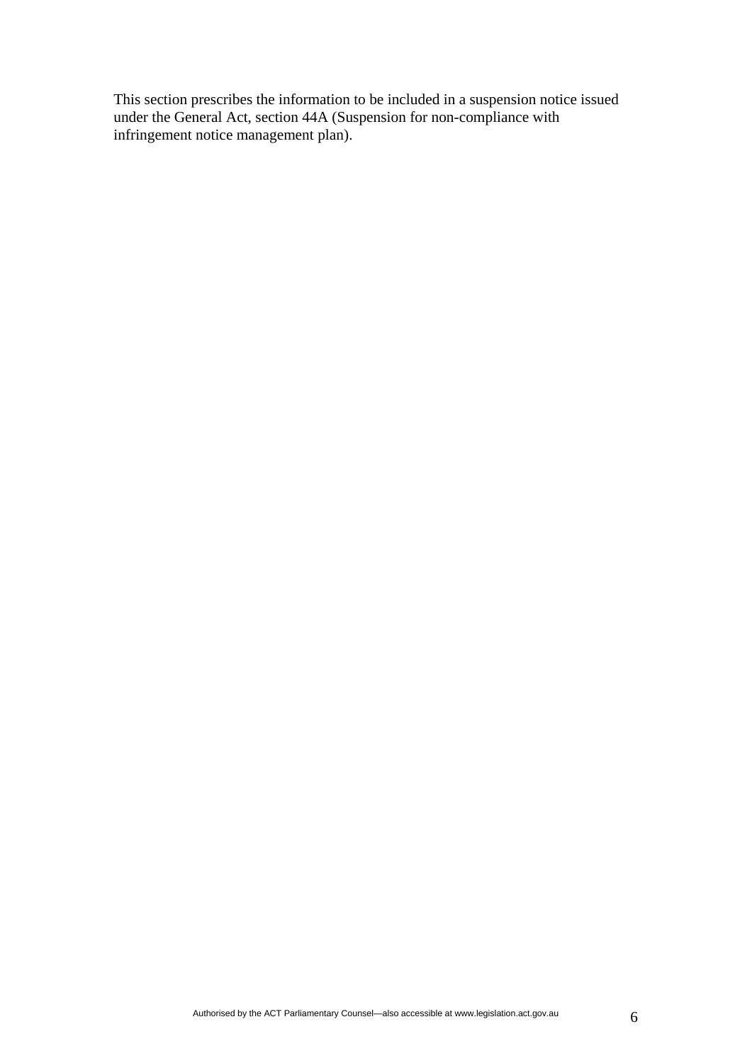This section prescribes the information to be included in a suspension notice issued under the General Act, section 44A (Suspension for non-compliance with infringement notice management plan).